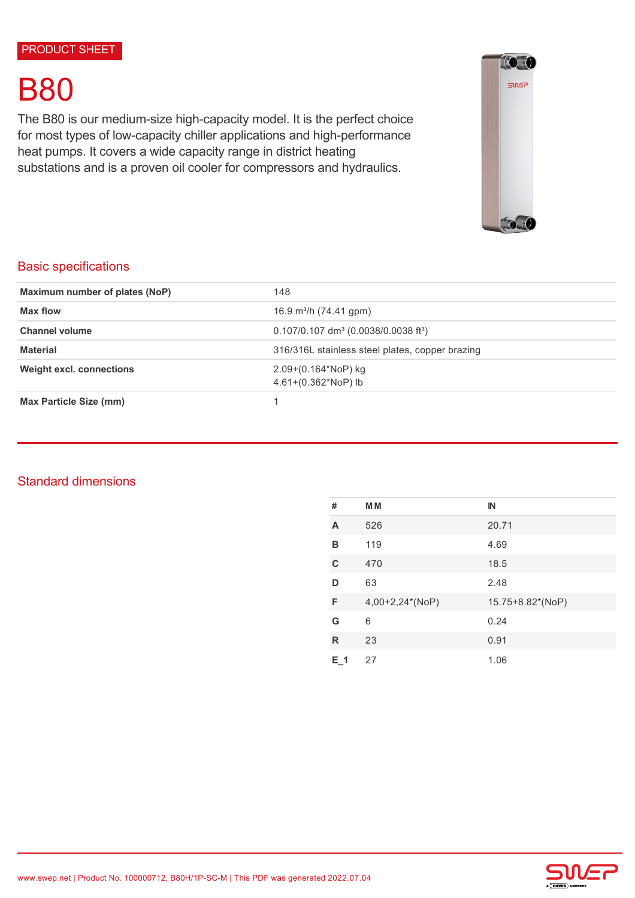PRODUCT SHEET

# B80

The B80 is our medium-size high-capacity model. It is the perfect choice for most types of low-capacity chiller applications and high-performance heat pumps. It covers a wide capacity range in district heating substations and is a proven oil cooler for compressors and hydraulics.

## Basic specifications

| | |
|---|---|
| **Maximum number of plates (NoP)** | 148 |
| **Max flow** | 16.9 m³/h (74.41 gpm) |
| **Channel volume** | 0.107/0.107 dm³ (0.0038/0.0038 ft³) |
| **Material** | 316/316L stainless steel plates, copper brazing |
| **Weight excl. connections** | 2.09+(0.164*NoP) kg<br>4.61+(0.362*NoP) lb |
| **Max Particle Size (mm)** | 1 |

## Standard dimensions

| # | MM | IN |
|---|---|---|
| **A** | 526 | 20.71 |
| **B** | 119 | 4.69 |
| **C** | 470 | 18.5 |
| **D** | 63 | 2.48 |
| **F** | 4,00+2,24*(NoP) | 15.75+8.82*(NoP) |
| **G** | 6 | 0.24 |
| **R** | 23 | 0.91 |
| **E_1** | 27 | 1.06 |

www.swep.net | Product No. 100000712, B80H/1P-SC-M | This PDF was generated 2022.07.04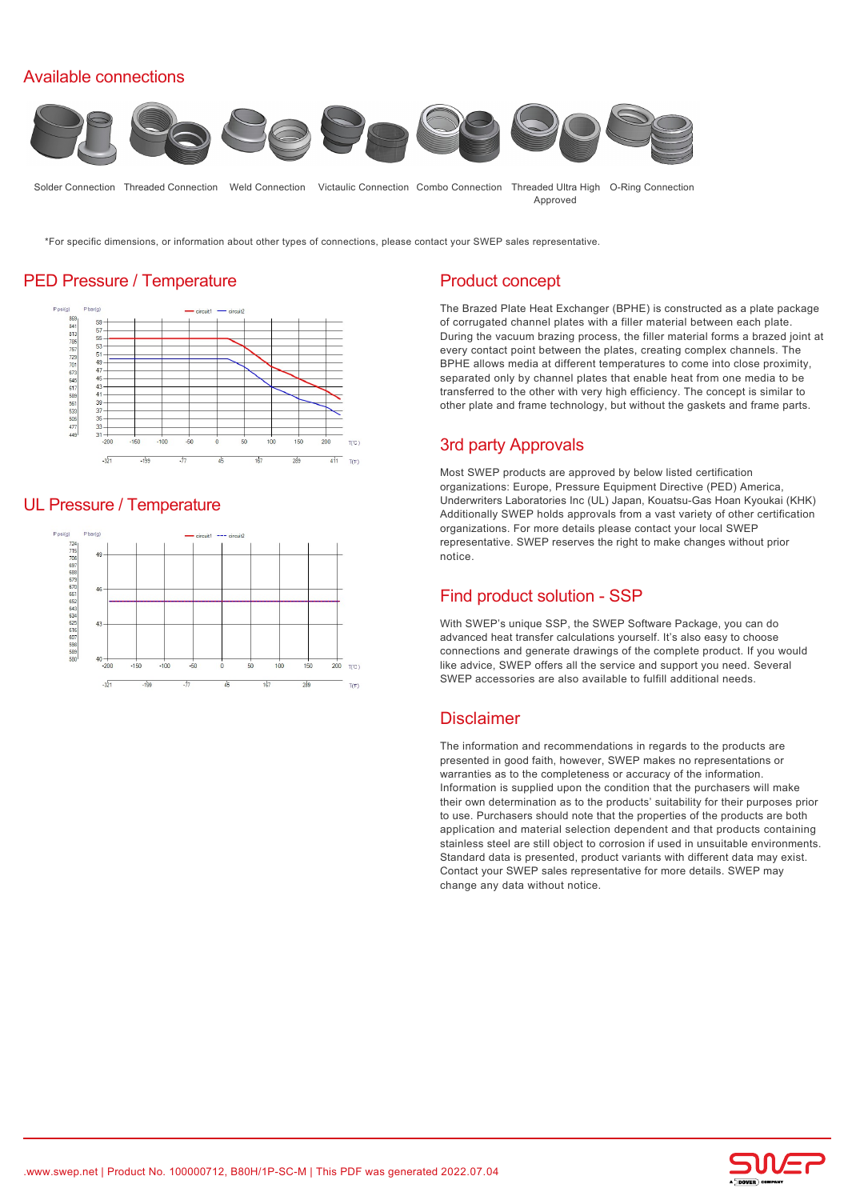## Available connections

Solder Connection | Threaded Connection | Weld Connection | Victaulic Connection | Combo Connection | Threaded Ultra High Approved | O-Ring Connection

*For specific dimensions, or information about other types of connections, please contact your SWEP sales representative.

## PED Pressure / Temperature

P psi(g) P bar(g)

circuit1 circuit2

869 841 813 785 757 729 701 673 645 617 589 561 533 505 477 449

59 57 55 53 51 49 47 45 43 41 39 37 35 33 31

-200 -150 -100 -50 0 50 100 150 200 T(°C)

-321 -199 -77 45 167 289 411 T(°F)

## UL Pressure / Temperature

P psi(g) P bar(g)

circuit1 circuit2

724 715 706 697 688 679 670 661 652 643 634 625 616 607 598 589 580

49 46 43 40

-200 -150 -100 -50 0 50 100 150 200 T(°C)

-321 -199 -77 45 167 289 T(°F)

## Product concept

The Brazed Plate Heat Exchanger (BPHE) is constructed as a plate package of corrugated channel plates with a filler material between each plate. During the vacuum brazing process, the filler material forms a brazed joint at every contact point between the plates, creating complex channels. The BPHE allows media at different temperatures to come into close proximity, separated only by channel plates that enable heat from one media to be transferred to the other with very high efficiency. The concept is similar to other plate and frame technology, but without the gaskets and frame parts.

## 3rd party Approvals

Most SWEP products are approved by below listed certification organizations: Europe, Pressure Equipment Directive (PED) America, Underwriters Laboratories Inc (UL) Japan, Kouatsu-Gas Hoan Kyoukai (KHK) Additionally SWEP holds approvals from a vast variety of other certification organizations. For more details please contact your local SWEP representative. SWEP reserves the right to make changes without prior notice.

## Find product solution - SSP

With SWEP's unique SSP, the SWEP Software Package, you can do advanced heat transfer calculations yourself. It's also easy to choose connections and generate drawings of the complete product. If you would like advice, SWEP offers all the service and support you need. Several SWEP accessories are also available to fulfill additional needs.

## Disclaimer

The information and recommendations in regards to the products are presented in good faith, however, SWEP makes no representations or warranties as to the completeness or accuracy of the information. Information is supplied upon the condition that the purchasers will make their own determination as to the products' suitability for their purposes prior to use. Purchasers should note that the properties of the products are both application and material selection dependent and that products containing stainless steel are still object to corrosion if used in unsuitable environments. Standard data is presented, product variants with different data may exist. Contact your SWEP sales representative for more details. SWEP may change any data without notice.

.www.swep.net | Product No. 100000712, B80H/1P-SC-M | This PDF was generated 2022.07.04